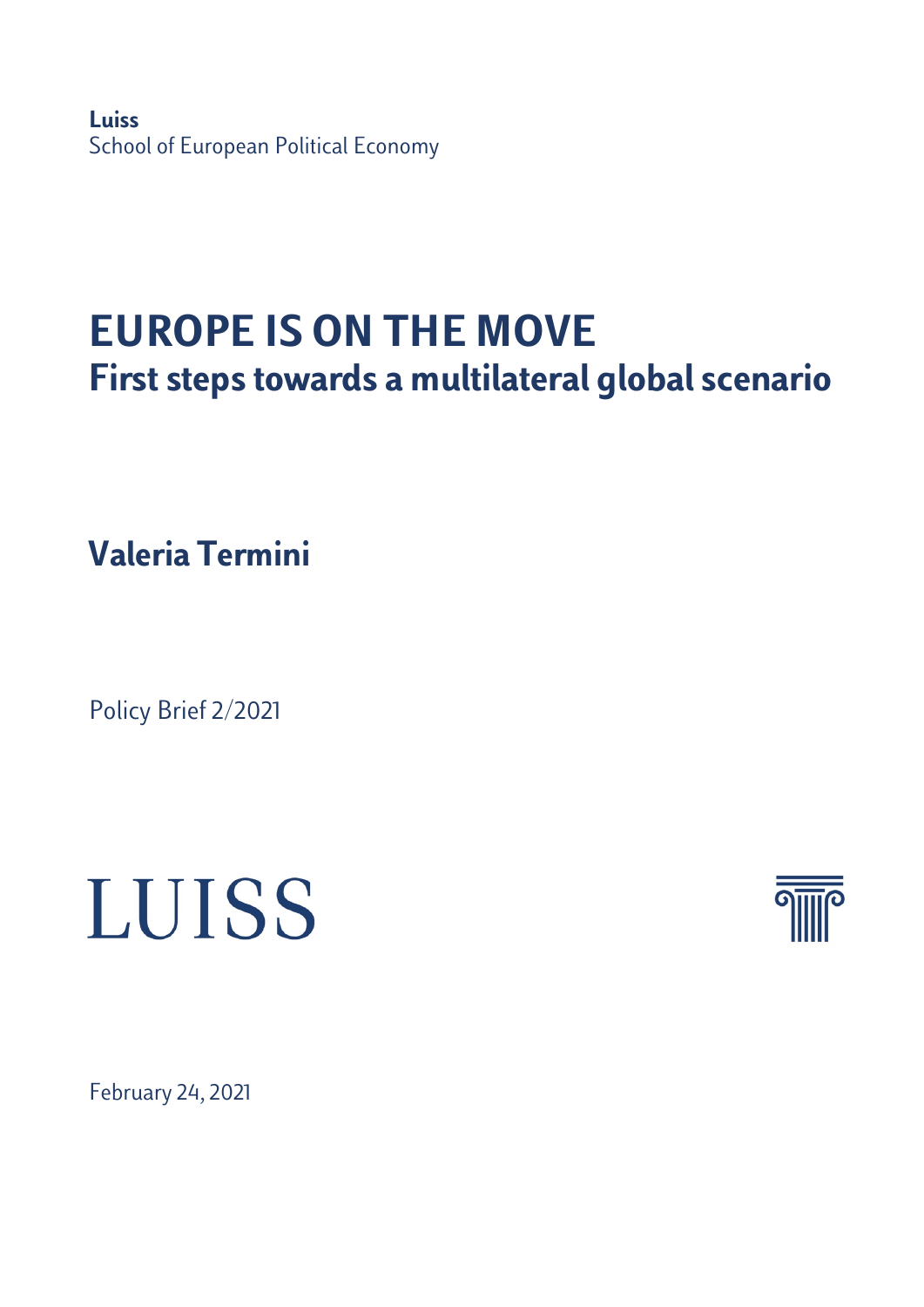**Luiss**
School of European Political Economy

# EUROPE IS ON THE MOVE
## First steps towards a multilateral global scenario

**Valeria Termini**

Policy Brief 2/2021

LUISS

February 24, 2021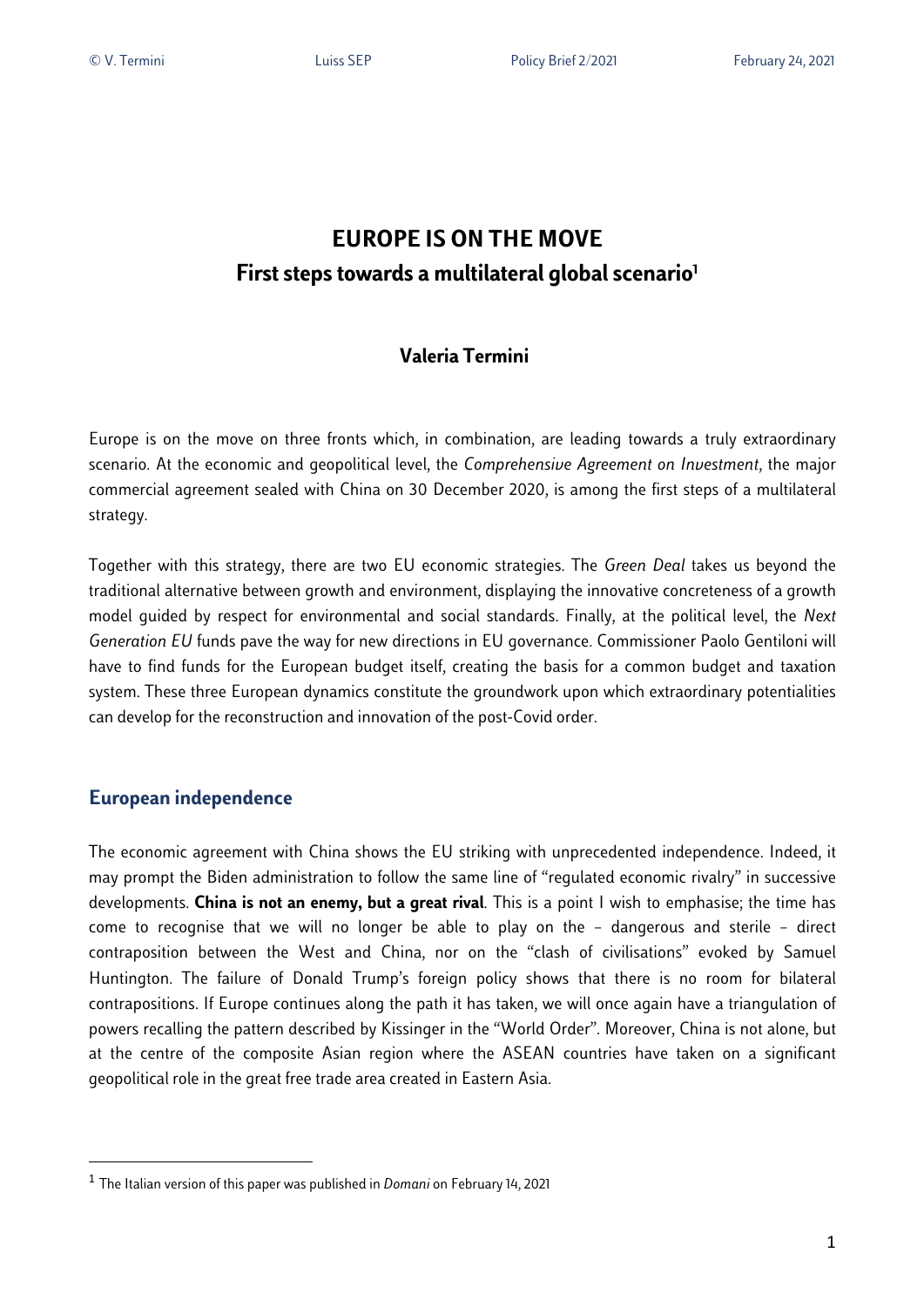# EUROPE IS ON THE MOVE

## First steps towards a multilateral global scenario[1]

**Valeria Termini**

Europe is on the move on three fronts which, in combination, are leading towards a truly extraordinary scenario. At the economic and geopolitical level, the *Comprehensive Agreement on Investment*, the major commercial agreement sealed with China on 30 December 2020, is among the first steps of a multilateral strategy.

Together with this strategy, there are two EU economic strategies. The *Green Deal* takes us beyond the traditional alternative between growth and environment, displaying the innovative concreteness of a growth model guided by respect for environmental and social standards. Finally, at the political level, the *Next Generation EU* funds pave the way for new directions in EU governance. Commissioner Paolo Gentiloni will have to find funds for the European budget itself, creating the basis for a common budget and taxation system. These three European dynamics constitute the groundwork upon which extraordinary potentialities can develop for the reconstruction and innovation of the post-Covid order.

### European independence

The economic agreement with China shows the EU striking with unprecedented independence. Indeed, it may prompt the Biden administration to follow the same line of "regulated economic rivalry" in successive developments. **China is not an enemy, but a great rival**. This is a point I wish to emphasise; the time has come to recognise that we will no longer be able to play on the – dangerous and sterile – direct contraposition between the West and China, nor on the "clash of civilisations" evoked by Samuel Huntington. The failure of Donald Trump's foreign policy shows that there is no room for bilateral contrapositions. If Europe continues along the path it has taken, we will once again have a triangulation of powers recalling the pattern described by Kissinger in the "World Order". Moreover, China is not alone, but at the centre of the composite Asian region where the ASEAN countries have taken on a significant geopolitical role in the great free trade area created in Eastern Asia.

[1] The Italian version of this paper was published in *Domani* on February 14, 2021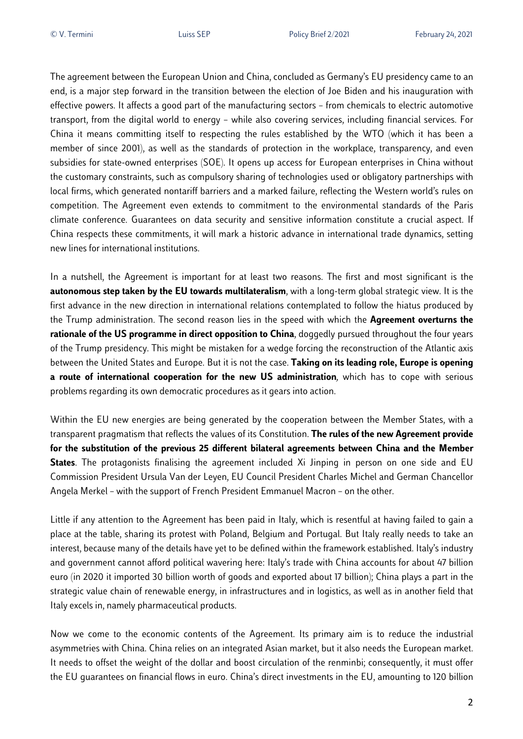The agreement between the European Union and China, concluded as Germany's EU presidency came to an end, is a major step forward in the transition between the election of Joe Biden and his inauguration with effective powers. It affects a good part of the manufacturing sectors – from chemicals to electric automotive transport, from the digital world to energy – while also covering services, including financial services. For China it means committing itself to respecting the rules established by the WTO (which it has been a member of since 2001), as well as the standards of protection in the workplace, transparency, and even subsidies for state-owned enterprises (SOE). It opens up access for European enterprises in China without the customary constraints, such as compulsory sharing of technologies used or obligatory partnerships with local firms, which generated nontariff barriers and a marked failure, reflecting the Western world's rules on competition. The Agreement even extends to commitment to the environmental standards of the Paris climate conference. Guarantees on data security and sensitive information constitute a crucial aspect. If China respects these commitments, it will mark a historic advance in international trade dynamics, setting new lines for international institutions.

In a nutshell, the Agreement is important for at least two reasons. The first and most significant is the **autonomous step taken by the EU towards multilateralism**, with a long-term global strategic view. It is the first advance in the new direction in international relations contemplated to follow the hiatus produced by the Trump administration. The second reason lies in the speed with which the **Agreement overturns the rationale of the US programme in direct opposition to China**, doggedly pursued throughout the four years of the Trump presidency. This might be mistaken for a wedge forcing the reconstruction of the Atlantic axis between the United States and Europe. But it is not the case. **Taking on its leading role, Europe is opening a route of international cooperation for the new US administration**, which has to cope with serious problems regarding its own democratic procedures as it gears into action.

Within the EU new energies are being generated by the cooperation between the Member States, with a transparent pragmatism that reflects the values of its Constitution. **The rules of the new Agreement provide for the substitution of the previous 25 different bilateral agreements between China and the Member States**. The protagonists finalising the agreement included Xi Jinping in person on one side and EU Commission President Ursula Van der Leyen, EU Council President Charles Michel and German Chancellor Angela Merkel – with the support of French President Emmanuel Macron – on the other.

Little if any attention to the Agreement has been paid in Italy, which is resentful at having failed to gain a place at the table, sharing its protest with Poland, Belgium and Portugal. But Italy really needs to take an interest, because many of the details have yet to be defined within the framework established. Italy's industry and government cannot afford political wavering here: Italy's trade with China accounts for about 47 billion euro (in 2020 it imported 30 billion worth of goods and exported about 17 billion); China plays a part in the strategic value chain of renewable energy, in infrastructures and in logistics, as well as in another field that Italy excels in, namely pharmaceutical products.

Now we come to the economic contents of the Agreement. Its primary aim is to reduce the industrial asymmetries with China. China relies on an integrated Asian market, but it also needs the European market. It needs to offset the weight of the dollar and boost circulation of the renminbi; consequently, it must offer the EU guarantees on financial flows in euro. China's direct investments in the EU, amounting to 120 billion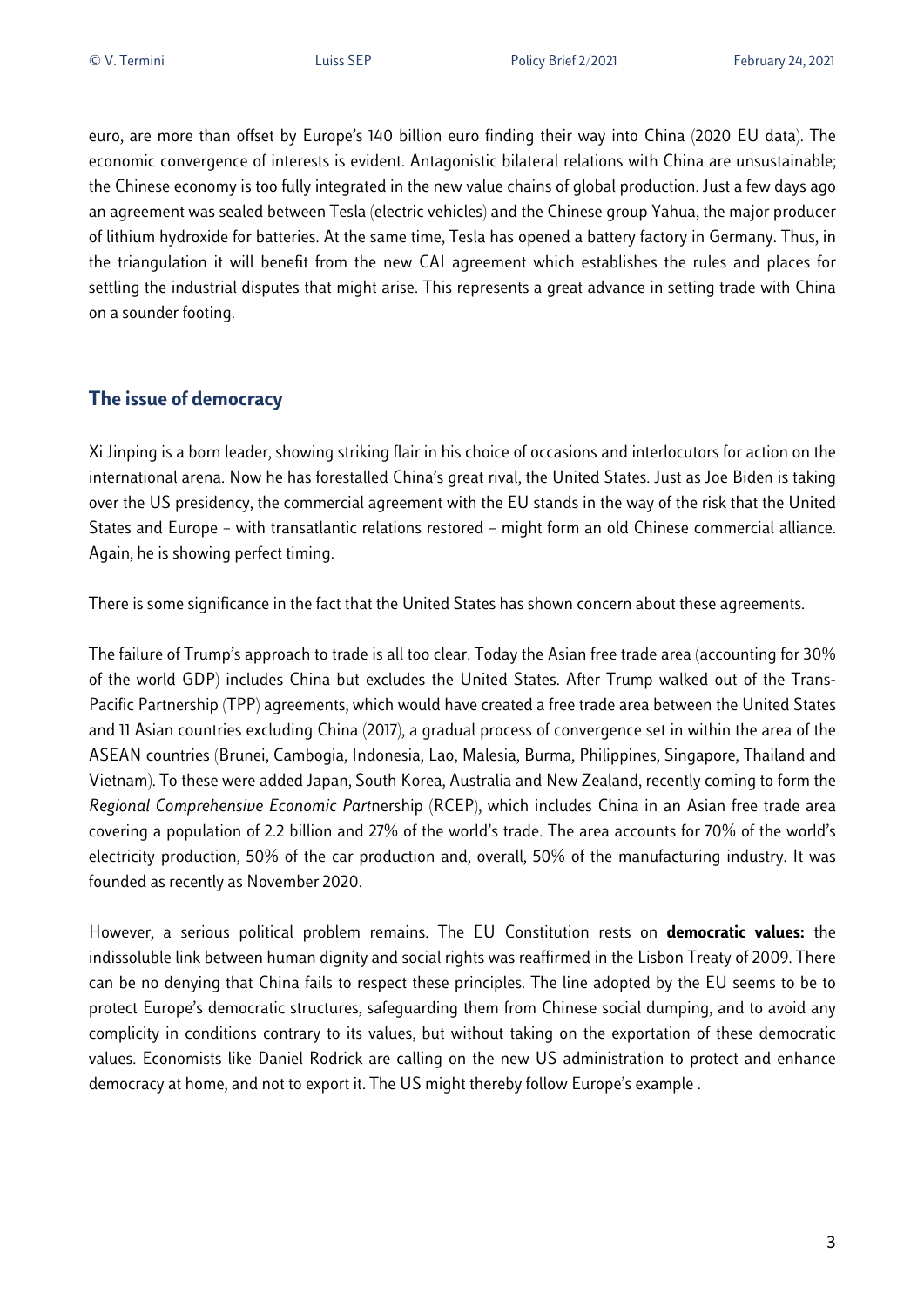euro, are more than offset by Europe's 140 billion euro finding their way into China (2020 EU data). The economic convergence of interests is evident. Antagonistic bilateral relations with China are unsustainable; the Chinese economy is too fully integrated in the new value chains of global production. Just a few days ago an agreement was sealed between Tesla (electric vehicles) and the Chinese group Yahua, the major producer of lithium hydroxide for batteries. At the same time, Tesla has opened a battery factory in Germany. Thus, in the triangulation it will benefit from the new CAI agreement which establishes the rules and places for settling the industrial disputes that might arise. This represents a great advance in setting trade with China on a sounder footing.

## The issue of democracy

Xi Jinping is a born leader, showing striking flair in his choice of occasions and interlocutors for action on the international arena. Now he has forestalled China's great rival, the United States. Just as Joe Biden is taking over the US presidency, the commercial agreement with the EU stands in the way of the risk that the United States and Europe – with transatlantic relations restored – might form an old Chinese commercial alliance. Again, he is showing perfect timing.

There is some significance in the fact that the United States has shown concern about these agreements.

The failure of Trump's approach to trade is all too clear. Today the Asian free trade area (accounting for 30% of the world GDP) includes China but excludes the United States. After Trump walked out of the Trans-Pacific Partnership (TPP) agreements, which would have created a free trade area between the United States and 11 Asian countries excluding China (2017), a gradual process of convergence set in within the area of the ASEAN countries (Brunei, Cambogia, Indonesia, Lao, Malesia, Burma, Philippines, Singapore, Thailand and Vietnam). To these were added Japan, South Korea, Australia and New Zealand, recently coming to form the *Regional Comprehensive Economic Part*nership (RCEP), which includes China in an Asian free trade area covering a population of 2.2 billion and 27% of the world's trade. The area accounts for 70% of the world's electricity production, 50% of the car production and, overall, 50% of the manufacturing industry. It was founded as recently as November 2020.

However, a serious political problem remains. The EU Constitution rests on **democratic values:** the indissoluble link between human dignity and social rights was reaffirmed in the Lisbon Treaty of 2009. There can be no denying that China fails to respect these principles. The line adopted by the EU seems to be to protect Europe's democratic structures, safeguarding them from Chinese social dumping, and to avoid any complicity in conditions contrary to its values, but without taking on the exportation of these democratic values. Economists like Daniel Rodrick are calling on the new US administration to protect and enhance democracy at home, and not to export it. The US might thereby follow Europe's example .